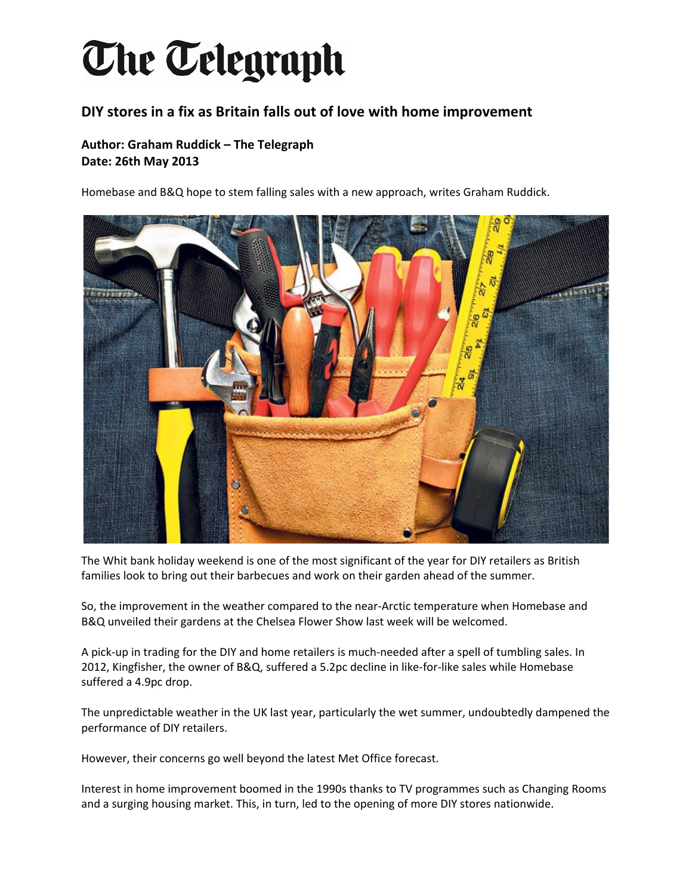# The Telegraph

## DIY stores in a fix as Britain falls out of love with home improvement

**Author: Graham Ruddick – The Telegraph**
**Date: 26th May 2013**

Homebase and B&Q hope to stem falling sales with a new approach, writes Graham Ruddick.

The Whit bank holiday weekend is one of the most significant of the year for DIY retailers as British families look to bring out their barbecues and work on their garden ahead of the summer.

So, the improvement in the weather compared to the near-Arctic temperature when Homebase and B&Q unveiled their gardens at the Chelsea Flower Show last week will be welcomed.

A pick-up in trading for the DIY and home retailers is much-needed after a spell of tumbling sales. In 2012, Kingfisher, the owner of B&Q, suffered a 5.2pc decline in like-for-like sales while Homebase suffered a 4.9pc drop.

The unpredictable weather in the UK last year, particularly the wet summer, undoubtedly dampened the performance of DIY retailers.

However, their concerns go well beyond the latest Met Office forecast.

Interest in home improvement boomed in the 1990s thanks to TV programmes such as Changing Rooms and a surging housing market. This, in turn, led to the opening of more DIY stores nationwide.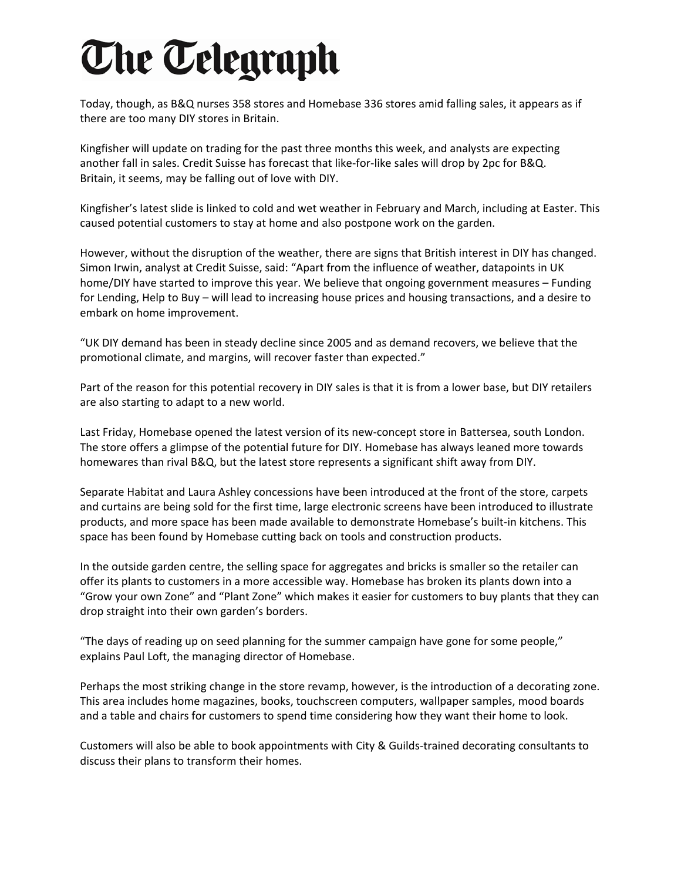# The Telegraph

Today, though, as B&Q nurses 358 stores and Homebase 336 stores amid falling sales, it appears as if there are too many DIY stores in Britain.

Kingfisher will update on trading for the past three months this week, and analysts are expecting another fall in sales. Credit Suisse has forecast that like-for-like sales will drop by 2pc for B&Q. Britain, it seems, may be falling out of love with DIY.

Kingfisher's latest slide is linked to cold and wet weather in February and March, including at Easter. This caused potential customers to stay at home and also postpone work on the garden.

However, without the disruption of the weather, there are signs that British interest in DIY has changed. Simon Irwin, analyst at Credit Suisse, said: "Apart from the influence of weather, datapoints in UK home/DIY have started to improve this year. We believe that ongoing government measures – Funding for Lending, Help to Buy – will lead to increasing house prices and housing transactions, and a desire to embark on home improvement.

"UK DIY demand has been in steady decline since 2005 and as demand recovers, we believe that the promotional climate, and margins, will recover faster than expected."

Part of the reason for this potential recovery in DIY sales is that it is from a lower base, but DIY retailers are also starting to adapt to a new world.

Last Friday, Homebase opened the latest version of its new-concept store in Battersea, south London. The store offers a glimpse of the potential future for DIY. Homebase has always leaned more towards homewares than rival B&Q, but the latest store represents a significant shift away from DIY.

Separate Habitat and Laura Ashley concessions have been introduced at the front of the store, carpets and curtains are being sold for the first time, large electronic screens have been introduced to illustrate products, and more space has been made available to demonstrate Homebase's built-in kitchens. This space has been found by Homebase cutting back on tools and construction products.

In the outside garden centre, the selling space for aggregates and bricks is smaller so the retailer can offer its plants to customers in a more accessible way. Homebase has broken its plants down into a "Grow your own Zone" and "Plant Zone" which makes it easier for customers to buy plants that they can drop straight into their own garden's borders.

"The days of reading up on seed planning for the summer campaign have gone for some people," explains Paul Loft, the managing director of Homebase.

Perhaps the most striking change in the store revamp, however, is the introduction of a decorating zone. This area includes home magazines, books, touchscreen computers, wallpaper samples, mood boards and a table and chairs for customers to spend time considering how they want their home to look.

Customers will also be able to book appointments with City & Guilds-trained decorating consultants to discuss their plans to transform their homes.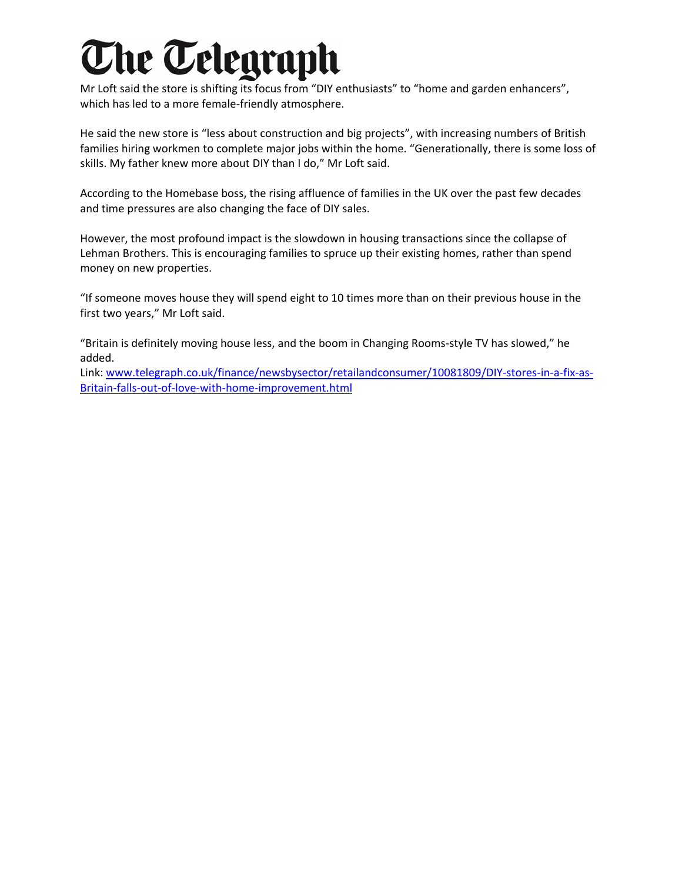# The Telegraph

Mr Loft said the store is shifting its focus from “DIY enthusiasts” to “home and garden enhancers”, which has led to a more female-friendly atmosphere.

He said the new store is “less about construction and big projects”, with increasing numbers of British families hiring workmen to complete major jobs within the home. “Generationally, there is some loss of skills. My father knew more about DIY than I do,” Mr Loft said.

According to the Homebase boss, the rising affluence of families in the UK over the past few decades and time pressures are also changing the face of DIY sales.

However, the most profound impact is the slowdown in housing transactions since the collapse of Lehman Brothers. This is encouraging families to spruce up their existing homes, rather than spend money on new properties.

“If someone moves house they will spend eight to 10 times more than on their previous house in the first two years,” Mr Loft said.

“Britain is definitely moving house less, and the boom in Changing Rooms-style TV has slowed,” he added.

Link: [www.telegraph.co.uk/finance/newsbysector/retailandconsumer/10081809/DIY-stores-in-a-fix-as-Britain-falls-out-of-love-with-home-improvement.html](http://www.telegraph.co.uk/finance/newsbysector/retailandconsumer/10081809/DIY-stores-in-a-fix-as-Britain-falls-out-of-love-with-home-improvement.html)